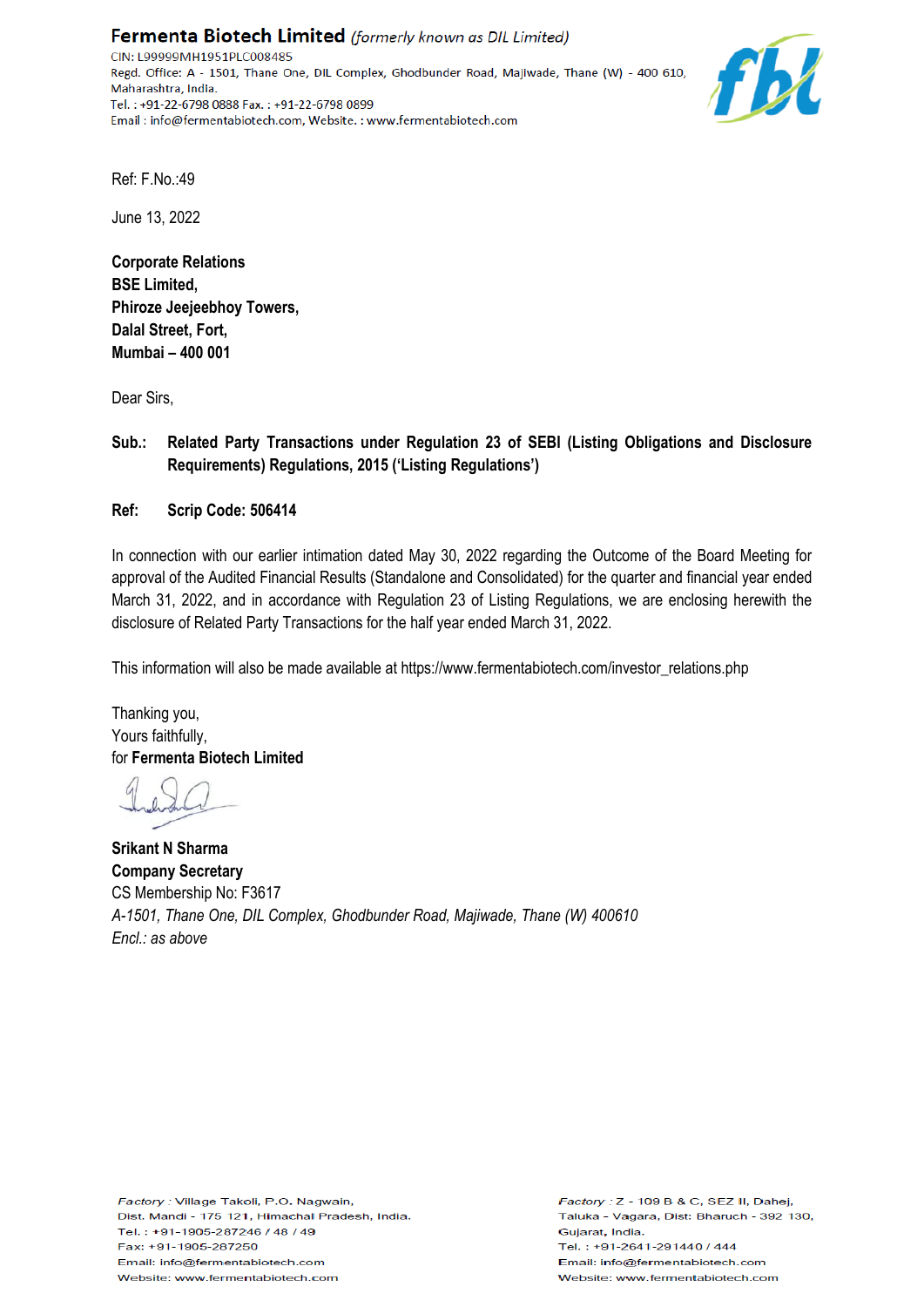**Fermenta Biotech Limited** *(formerly known as DIL Limited)*
CIN: L99999MH1951PLC008485
Regd. Office: A - 1501, Thane One, DIL Complex, Ghodbunder Road, Majiwade, Thane (W) - 400 610, Maharashtra, India.
Tel. : +91-22-6798 0888 Fax. : +91-22-6798 0899
Email : info@fermentabiotech.com, Website. : www.fermentabiotech.com

Ref: F.No.:49

June 13, 2022

**Corporate Relations**
**BSE Limited,**
**Phiroze Jeejeebhoy Towers,**
**Dalal Street, Fort,**
**Mumbai – 400 001**

Dear Sirs,

**Sub.: Related Party Transactions under Regulation 23 of SEBI (Listing Obligations and Disclosure Requirements) Regulations, 2015 ('Listing Regulations')**

**Ref: Scrip Code: 506414**

In connection with our earlier intimation dated May 30, 2022 regarding the Outcome of the Board Meeting for approval of the Audited Financial Results (Standalone and Consolidated) for the quarter and financial year ended March 31, 2022, and in accordance with Regulation 23 of Listing Regulations, we are enclosing herewith the disclosure of Related Party Transactions for the half year ended March 31, 2022.

This information will also be made available at https://www.fermentabiotech.com/investor_relations.php

Thanking you,
Yours faithfully,
for **Fermenta Biotech Limited**

**Srikant N Sharma**
**Company Secretary**
CS Membership No: F3617
*A-1501, Thane One, DIL Complex, Ghodbunder Road, Majiwade, Thane (W) 400610*
*Encl.: as above*

*Factory* : Village Takoli, P.O. Nagwain, Dist. Mandi - 175 121, Himachal Pradesh, India.
Tel. : +91-1905-287246 / 48 / 49
Fax: +91-1905-287250
Email: info@fermentabiotech.com
Website: www.fermentabiotech.com

*Factory* : Z - 109 B & C, SEZ II, Dahej, Taluka - Vagara, Dist: Bharuch - 392 130, Gujarat, India.
Tel. : +91-2641-291440 / 444
Email: info@fermentabiotech.com
Website: www.fermentabiotech.com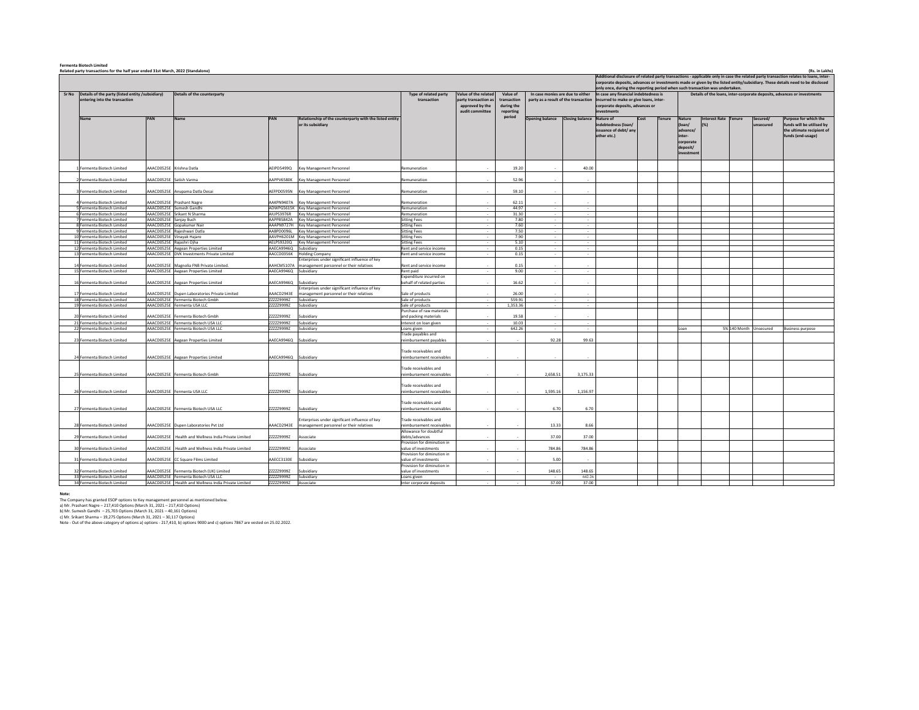**Fermenta Biotech Limited**

**Related party transactions for the half year ended 31st March, 2022 (Standalone)**

(Rs. in Lakhs)

| Sr No | Details of the party (listed entity /subsidiary) entering into the transaction | | Details of the counterparty | | | Type of related party transaction | Value of the related party transaction as approved by the audit committee | Value of transaction during the reporting period | In case monies are due to either party as a result of the transaction | | Additional disclosure of related party transactions - applicable only in case the related party transaction relates to loans, inter-corporate deposits, advances or investments made or given by the listed entity/subsidiary. These details need to be disclosed only once, during the reporting period when such transaction was undertaken. In case any financial indebtedness is incurred to make or give loans, inter-corporate deposits, advances or investments | | | Details of the loans, inter-corporate deposits, advances or investments | | | | |
|---|---|---|---|---|---|---|---|---|---|---|---|---|---|---|---|---|---|---|
| | Name | PAN | Name | PAN | Relationship of the counterparty with the listed entity or its subsidiary | | | | Opening balance | Closing balance | Nature of indebtedness (loan/ issuance of debt/ any other etc.) | Cost | Tenure | Nature (loan/ advance/ inter-corporate deposit/ investment | Interest Rate (%) | Tenure | Secured/ unsecured | Purpose for which the funds will be utilised by the ultimate recipient of funds (end-usage) |
| 1 | Fermenta Biotech Limited | AAACD0525E | Krishna Datla | AEIPD5499Q | Key Management Personnel | Remuneration | - | 19.20 | - | 40.00 | | | | | | | | |
| 2 | Fermenta Biotech Limited | AAACD0525E | Satish Varma | AAPPV6580K | Key Management Personnel | Remuneration | - | 52.96 | - | - | | | | | | | | |
| 3 | Fermenta Biotech Limited | AAACD0525E | Anupama Datla Desai | AEFPD0595N | Key Management Personnel | Remuneration | - | 59.10 | - | - | | | | | | | | |
| 4 | Fermenta Biotech Limited | AAACD0525E | Prashant Nagre | AAKPN9407A | Key Management Personnel | Remuneration | - | 62.11 | - | - | | | | | | | | |
| 5 | Fermenta Biotech Limited | AAACD0525E | Sumesh Gandhi | ADWPG5615K | Key Management Personnel | Remuneration | - | 44.97 | - | - | | | | | | | | |
| 6 | Fermenta Biotech Limited | AAACD0525E | Srikant N Sharma | AIUPS3976R | Key Management Personnel | Remuneration | - | 31.30 | - | - | | | | | | | | |
| 7 | Fermenta Biotech Limited | AAACD0525E | Sanjay Buch | AAPPB5842A | Key Management Personnel | Sitting Fees | - | 7.80 | - | - | | | | | | | | |
| 8 | Fermenta Biotech Limited | AAACD0525E | Gopakumar Nair | AAAPN9727H | Key Management Personnel | Sitting Fees | - | 7.60 | - | - | | | | | | | | |
| 9 | Fermenta Biotech Limited | AAACD0525E | Rajeshwari Datla | AABPD0096L | Key Management Personnel | Sitting Fees | - | 7.50 | - | - | | | | | | | | |
| 10 | Fermenta Biotech Limited | AAACD0525E | Vinayak Hajare | AAVPH6201M | Key Management Personnel | Sitting Fees | - | 7.90 | - | - | | | | | | | | |
| 11 | Fermenta Biotech Limited | AAACD0525E | Rajashri Ojha | AELPS9320Q | Key Management Personnel | Sitting Fees | - | 5.10 | - | - | | | | | | | | |
| 12 | Fermenta Biotech Limited | AAACD0525E | Aegean Properties Limited | AAECA9946Q | Subsidiary | Rent and service income | - | 0.15 | - | - | | | | | | | | |
| 13 | Fermenta Biotech Limited | AAACD0525E | DVK Investments Private Limited | AACCD0356K | Holding Company | Rent and service income | - | 0.15 | - | - | | | | | | | | |
| 14 | Fermenta Biotech Limited | AAACD0525E | Magnolia FNB Private Limited. | AAHCM5107A | Enterprises under significant influence of key management personnel or their relatives | Rent and service income | - | 0.15 | - | - | | | | | | | | |
| 15 | Fermenta Biotech Limited | AAACD0525E | Aegean Properties Limited | AAECA9946Q | Subsidiary | Rent paid | - | 9.00 | - | - | | | | | | | | |
| 16 | Fermenta Biotech Limited | AAACD0525E | Aegean Properties Limited | AAECA9946Q | Subsidiary | Expenditure incurred on behalf of related parties | - | 16.62 | - | - | | | | | | | | |
| 17 | Fermenta Biotech Limited | AAACD0525E | Dupen Laboratories Private Limited | AAACD2943E | Enterprises under significant influence of key management personnel or their relatives | Sale of products | - | 26.00 | - | - | | | | | | | | |
| 18 | Fermenta Biotech Limited | AAACD0525E | Fermenta Biotech Gmbh | ZZZZZ9999Z | Subsidiary | Sale of products | - | 559.91 | - | - | | | | | | | | |
| 19 | Fermenta Biotech Limited | AAACD0525E | Fermenta USA LLC | ZZZZZ9999Z | Subsidiary | Sale of products | - | 1,353.36 | - | - | | | | | | | | |
| 20 | Fermenta Biotech Limited | AAACD0525E | Fermenta Biotech Gmbh | ZZZZZ9999Z | Subsidiary | Purchase of raw materials and packing materials | - | 19.58 | - | - | | | | | | | | |
| 21 | Fermenta Biotech Limited | AAACD0525E | Fermenta Biotech USA LLC | ZZZZZ9999Z | Subsidiary | Interest on loan given | - | 10.03 | - | - | | | | | | | | |
| 22 | Fermenta Biotech Limited | AAACD0525E | Fermenta Biotech USA LLC | ZZZZZ9999Z | Subsidiary | Loans given | - | 642.26 | - | - | | | | Loan | 5% | 140 Month | Unsecured | Business purpose |
| 23 | Fermenta Biotech Limited | AAACD0525E | Aegean Properties Limited | AAECA9946Q | Subsidiary | Trade payables and reimbursement payables | - | - | 92.28 | 99.63 | | | | | | | | |
| 24 | Fermenta Biotech Limited | AAACD0525E | Aegean Properties Limited | AAECA9946Q | Subsidiary | Trade receivables and reimbursement receivables | - | - | - | - | | | | | | | | |
| 25 | Fermenta Biotech Limited | AAACD0525E | Fermenta Biotech Gmbh | ZZZZZ9999Z | Subsidiary | Trade receivables and reimbursement receivables | - | - | 2,658.51 | 3,175.33 | | | | | | | | |
| 26 | Fermenta Biotech Limited | AAACD0525E | Fermenta USA LLC | ZZZZZ9999Z | Subsidiary | Trade receivables and reimbursement receivables | - | - | 1,595.16 | 1,156.97 | | | | | | | | |
| 27 | Fermenta Biotech Limited | AAACD0525E | Fermenta Biotech USA LLC | ZZZZZ9999Z | Subsidiary | Trade receivables and reimbursement receivables | - | - | 6.70 | 6.70 | | | | | | | | |
| 28 | Fermenta Biotech Limited | AAACD0525E | Dupen Laboratories Pvt Ltd | AAACD2943E | Enterprises under significant influence of key management personnel or their relatives | Trade receivables and reimbursement receivables | - | - | 13.33 | 8.66 | | | | | | | | |
| 29 | Fermenta Biotech Limited | AAACD0525E | Health and Wellness India Private Limited | ZZZZZ9999Z | Associate | Allowance for doubtful debts/advances | - | - | 37.00 | 37.00 | | | | | | | | |
| 30 | Fermenta Biotech Limited | AAACD0525E | Health and Wellness India Private Limited | ZZZZZ9999Z | Associate | Provision for diminution in value of investments | - | - | 784.86 | 784.86 | | | | | | | | |
| 31 | Fermenta Biotech Limited | AAACD0525E | CC Square Films Limited | AAECC3130E | Subsidiary | Provision for diminution in value of investments | - | - | 5.00 | - | | | | | | | | |
| 32 | Fermenta Biotech Limited | AAACD0525E | Fermenta Biotech (UK) Limited | ZZZZZ9999Z | Subsidiary | Provision for diminution in value of investments | - | - | 148.65 | 148.65 | | | | | | | | |
| 33 | Fermenta Biotech Limited | AAACD0525E | Fermenta Biotech USA LLC | ZZZZZ9999Z | Subsidiary | Loans given | | | - | 642.26 | | | | | | | | |
| 34 | Fermenta Biotech Limited | AAACD0525E | Health and Wellness India Private Limited | ZZZZZ9999Z | Associate | Inter corporate deposits | - | - | 37.00 | 37.00 | | | | | | | | |

**Note:**

The Company has granted ESOP options to Key management personnel as mentioned below.

a) Mr. Prashant Nagre – 217,410 Options (March 31, 2021 – 217,410 Options)

b) Mr. Sumesh Gandhi – 25,703 Options (March 31, 2021 – 40,161 Options)

c) Mr. Srikant Sharma – 19,275 Options (March 31, 2021 – 30,117 Options)

Note - Out of the above category of options a) options - 217,410, b) options 9000 and c) options 7867 are vested on 25.02.2022.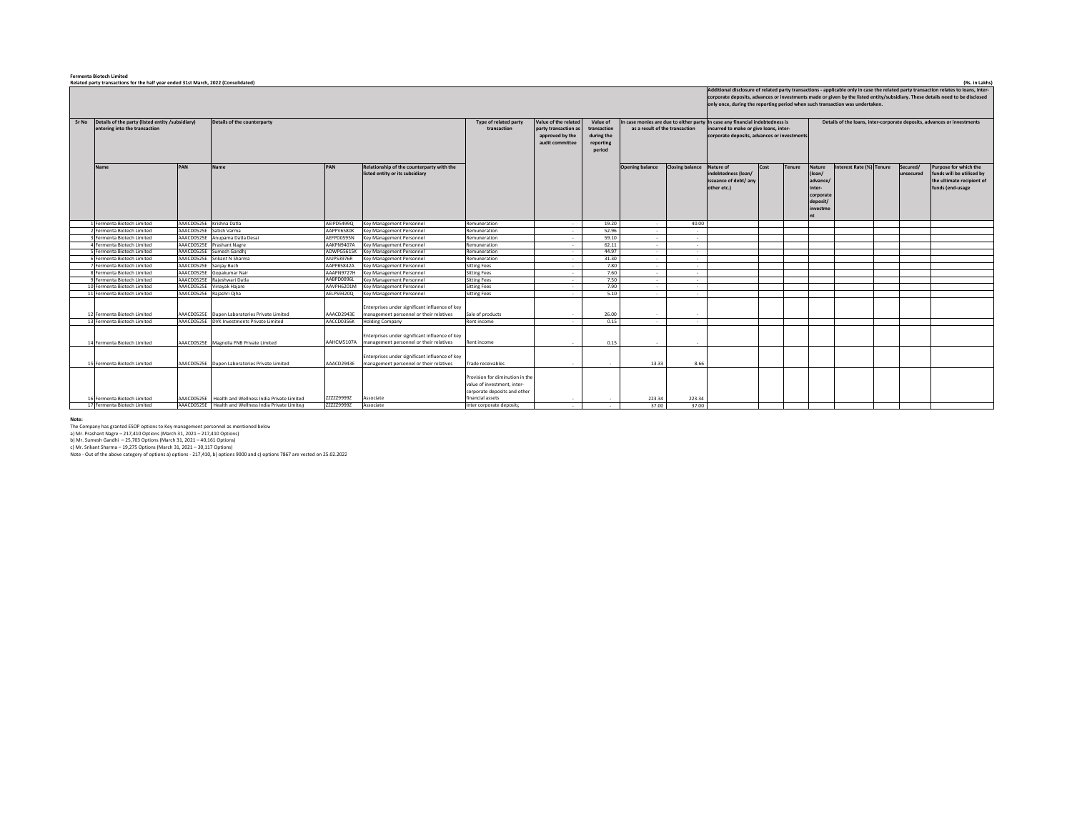**Fermenta Biotech Limited**

**Related party transactions for the half year ended 31st March, 2022 (Consolidated)**

**(Rs. in Lakhs)**

| Sr No | Details of the party (listed entity /subsidiary) entering into the transaction | | Details of the counterparty | | | Type of related party transaction | Value of the related party transaction as approved by the audit committee | Value of transaction during the reporting period | In case monies are due to either party as a result of the transaction | | Additional disclosure of related party transactions - applicable only in case the related party transaction relates to loans, inter-corporate deposits, advances or investments made or given by the listed entity/subsidiary. These details need to be disclosed only once, during the reporting period when such transaction was undertaken. In case any financial indebtedness is incurred to make or give loans, inter-corporate deposits, advances or investments | | | Details of the loans, inter-corporate deposits, advances or investments | | | | |
|---|---|---|---|---|---|---|---|---|---|---|---|---|---|---|---|---|---|---|
| | Name | PAN | Name | PAN | Relationship of the counterparty with the listed entity or its subsidiary | | | | Opening balance | Closing balance | Nature of indebtedness (loan/ issuance of debt/ any other etc.) | Cost | Tenure | Nature (loan/ advance/ inter-corporate deposit/ investment | Interest Rate (%) | Tenure | Secured/ unsecured | Purpose for which the funds will be utilised by the ultimate recipient of funds (end-usage |
| 1 | Fermenta Biotech Limited | AAACD0525E | Krishna Datla | AEIPD5499Q | Key Management Personnel | Remuneration | - | 19.20 | - | 40.00 | | | | | | | | |
| 2 | Fermenta Biotech Limited | AAACD0525E | Satish Varma | AAPPV6580K | Key Management Personnel | Remuneration | - | 52.96 | - | - | | | | | | | | |
| 3 | Fermenta Biotech Limited | AAACD0525E | Anupama Datla Desai | AEFPD0595N | Key Management Personnel | Remuneration | - | 59.10 | - | - | | | | | | | | |
| 4 | Fermenta Biotech Limited | AAACD0525E | Prashant Nagre | AAKPN9407A | Key Management Personnel | Remuneration | - | 62.11 | - | - | | | | | | | | |
| 5 | Fermenta Biotech Limited | AAACD0525E | Sumesh Gandhi | ADWPG5615K | Key Management Personnel | Remuneration | - | 44.97 | - | - | | | | | | | | |
| 6 | Fermenta Biotech Limited | AAACD0525E | Srikant N Sharma | AIUPS3976R | Key Management Personnel | Remuneration | - | 31.30 | - | - | | | | | | | | |
| 7 | Fermenta Biotech Limited | AAACD0525E | Sanjay Buch | AAPPB5842A | Key Management Personnel | Sitting Fees | - | 7.80 | - | - | | | | | | | | |
| 8 | Fermenta Biotech Limited | AAACD0525E | Gopakumar Nair | AAAPN9727H | Key Management Personnel | Sitting Fees | - | 7.60 | - | - | | | | | | | | |
| 9 | Fermenta Biotech Limited | AAACD0525E | Rajeshwari Datla | AABPD0096L | Key Management Personnel | Sitting Fees | - | 7.50 | - | - | | | | | | | | |
| 10 | Fermenta Biotech Limited | AAACD0525E | Vinayak Hajare | AAVPH6201M | Key Management Personnel | Sitting Fees | - | 7.90 | - | - | | | | | | | | |
| 11 | Fermenta Biotech Limited | AAACD0525E | Rajashri Ojha | AELPS9320Q | Key Management Personnel | Sitting Fees | - | 5.10 | - | - | | | | | | | | |
| 12 | Fermenta Biotech Limited | AAACD0525E | Dupen Laboratories Private Limited | AAACD2943E | Enterprises under significant influence of key management personnel or their relatives | Sale of products | - | 26.00 | - | - | | | | | | | | |
| 13 | Fermenta Biotech Limited | AAACD0525E | DVK Investments Private Limited | AACCD0356K | Holding Company | Rent income | - | 0.15 | - | - | | | | | | | | |
| 14 | Fermenta Biotech Limited | AAACD0525E | Magnolia FNB Private Limited | AAHCM5107A | Enterprises under significant influence of key management personnel or their relatives | Rent income | - | 0.15 | - | - | | | | | | | | |
| 15 | Fermenta Biotech Limited | AAACD0525E | Dupen Laboratories Private Limited | AAACD2943E | Enterprises under significant influence of key management personnel or their relatives | Trade receivables | - | - | 13.33 | 8.66 | | | | | | | | |
| 16 | Fermenta Biotech Limited | AAACD0525E | Health and Wellness India Private Limited | ZZZZZ9999Z | Associate | Provision for diminution in the value of investment, inter-corporate deposits and other financial assets | - | - | 223.34 | 223.34 | | | | | | | | |
| 17 | Fermenta Biotech Limited | AAACD0525E | Health and Wellness India Private Limited | ZZZZZ9999Z | Associate | Inter corporate deposits | - | - | 37.00 | 37.00 | | | | | | | | |

**Note:**

The Company has granted ESOP options to Key management personnel as mentioned below

a) Mr. Prashant Nagre – 217,410 Options (March 31, 2021 – 217,410 Options)

b) Mr. Sumesh Gandhi – 25,703 Options (March 31, 2021 – 40,161 Options)

c) Mr. Srikant Sharma – 19,275 Options (March 31, 2021 – 30,117 Options)

Note - Out of the above category of options a) options - 217,410, b) options 9000 and c) options 7867 are vested on 25.02.2022